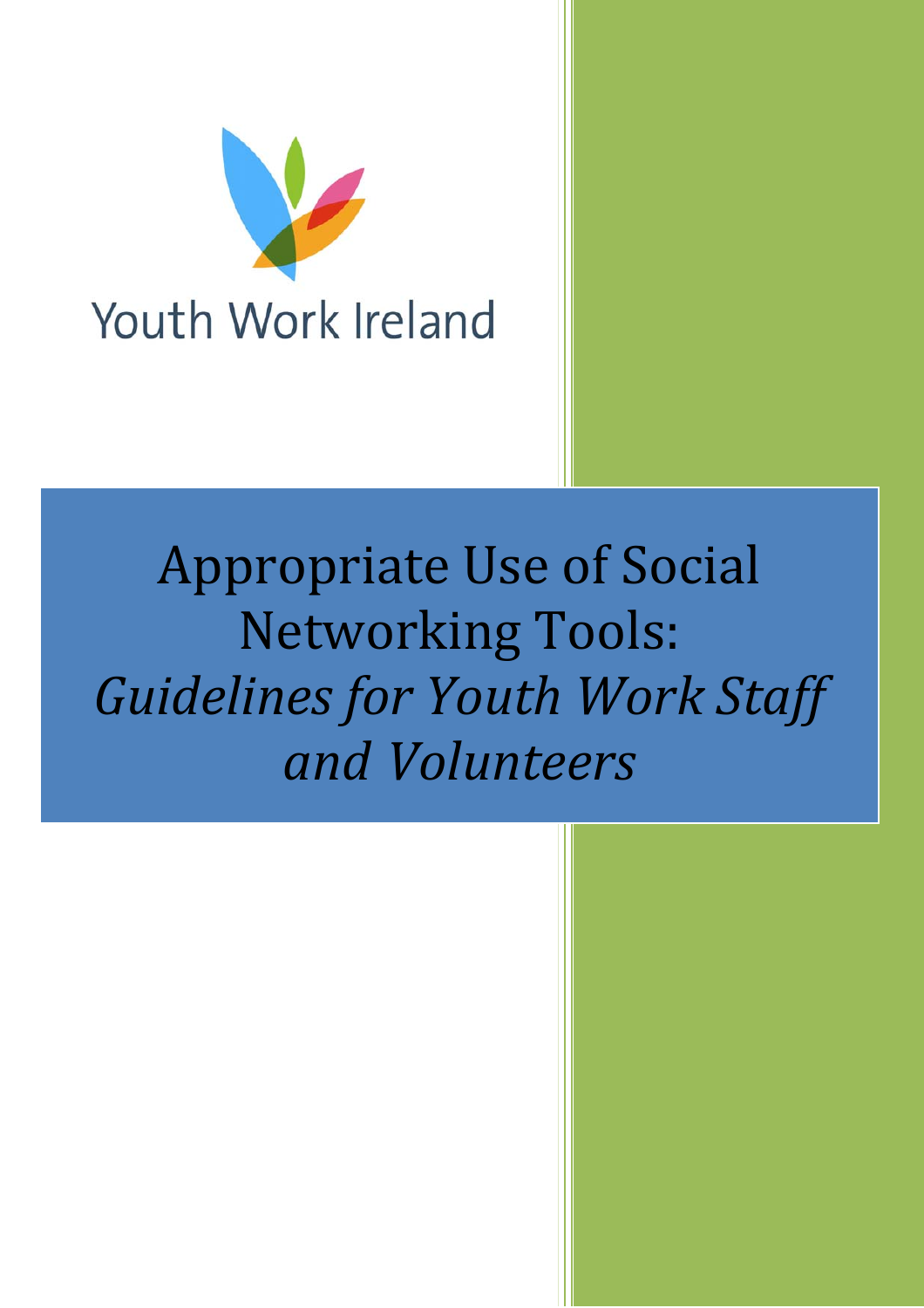Youth Work Ireland

# Appropriate Use of Social Networking Tools: *Guidelines for Youth Work Staff and Volunteers*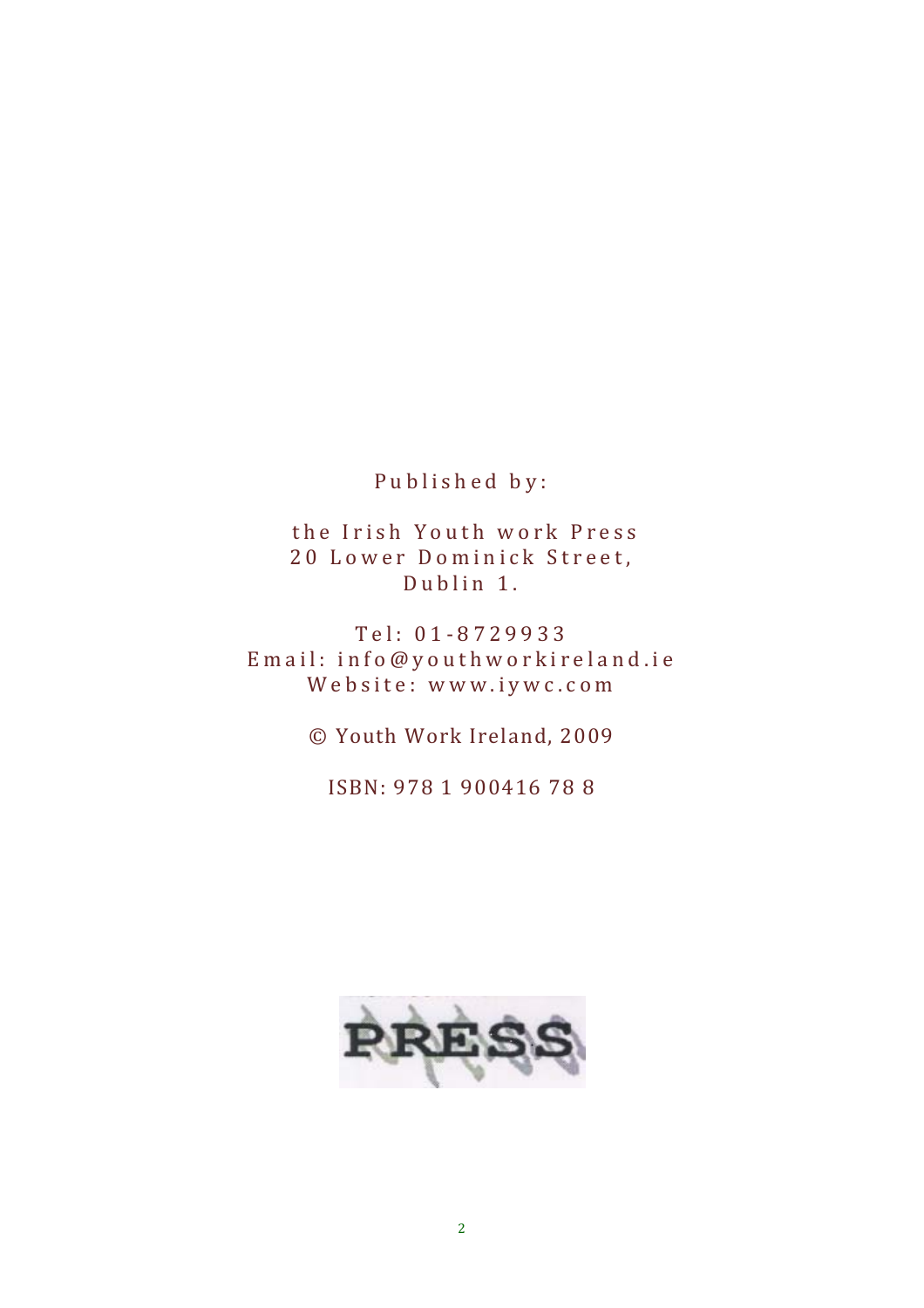Published by:

the Irish Youth work Press
20 Lower Dominick Street,
Dublin 1.

Tel: 01-8729933
Email: info@youthworkireland.ie
Website: www.iywc.com

© Youth Work Ireland, 2009

ISBN: 978 1 900416 78 8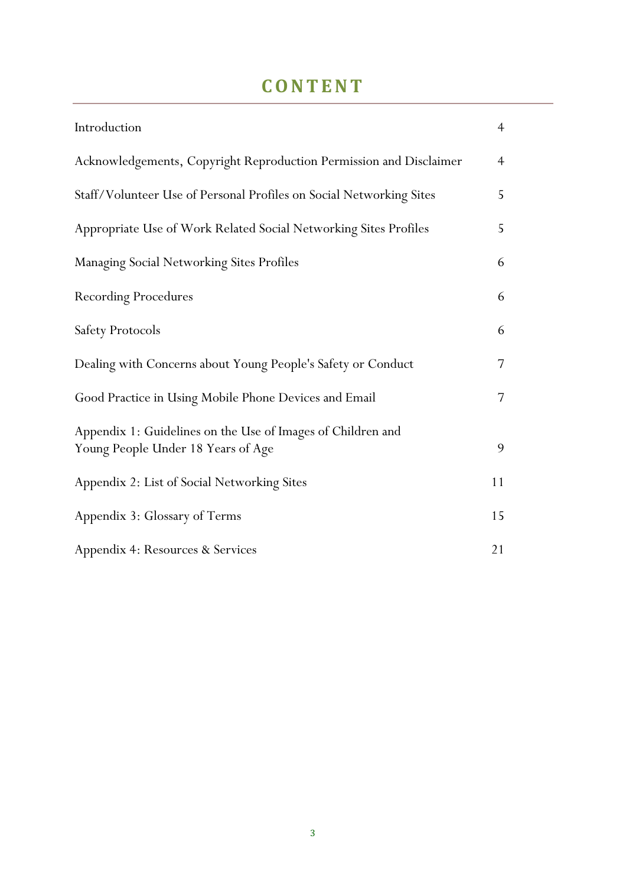# CONTENT

| | |
|---|---|
| Introduction | 4 |
| Acknowledgements, Copyright Reproduction Permission and Disclaimer | 4 |
| Staff/Volunteer Use of Personal Profiles on Social Networking Sites | 5 |
| Appropriate Use of Work Related Social Networking Sites Profiles | 5 |
| Managing Social Networking Sites Profiles | 6 |
| Recording Procedures | 6 |
| Safety Protocols | 6 |
| Dealing with Concerns about Young People's Safety or Conduct | 7 |
| Good Practice in Using Mobile Phone Devices and Email | 7 |
| Appendix 1: Guidelines on the Use of Images of Children and Young People Under 18 Years of Age | 9 |
| Appendix 2: List of Social Networking Sites | 11 |
| Appendix 3: Glossary of Terms | 15 |
| Appendix 4: Resources & Services | 21 |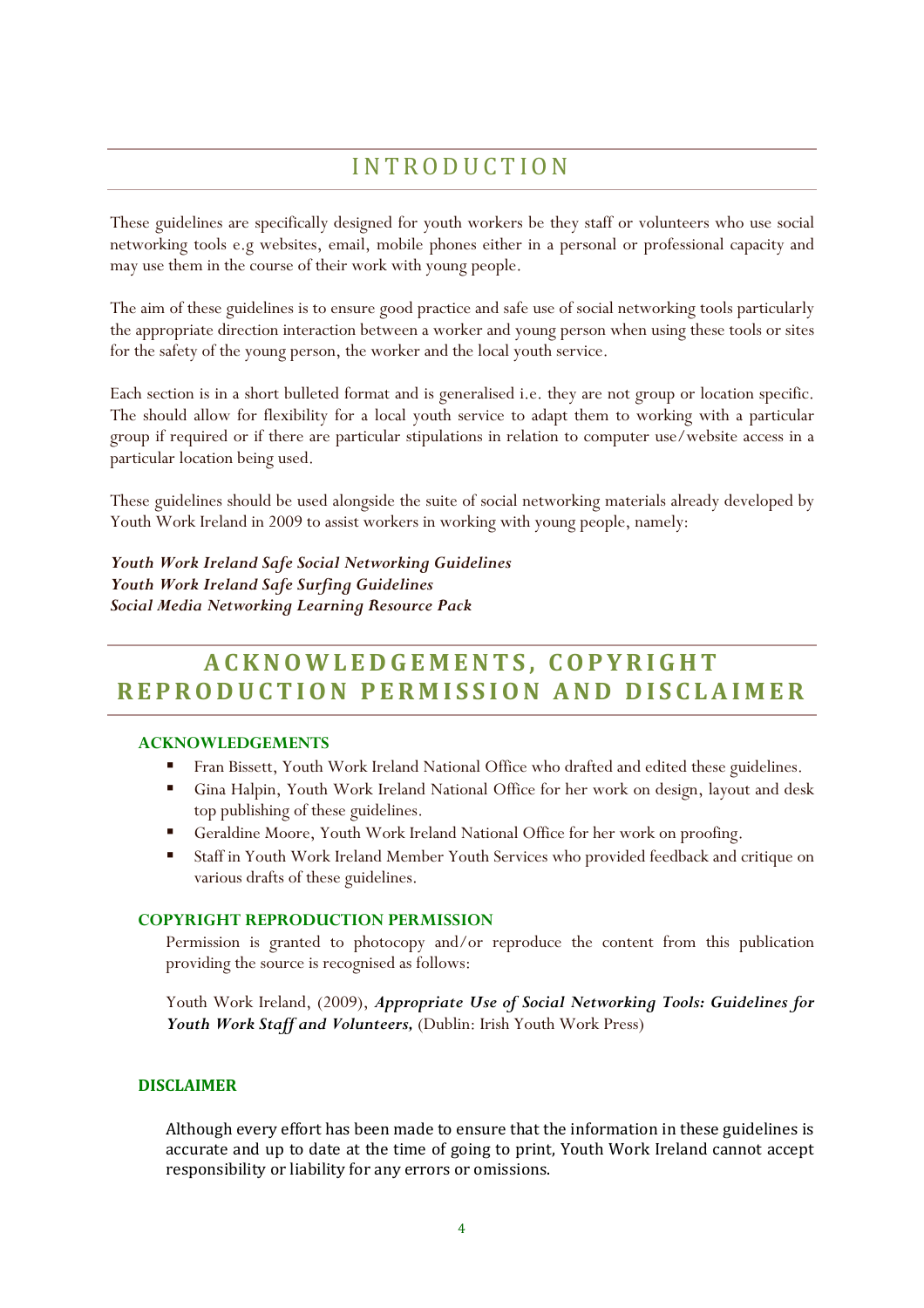# INTRODUCTION

These guidelines are specifically designed for youth workers be they staff or volunteers who use social networking tools e.g websites, email, mobile phones either in a personal or professional capacity and may use them in the course of their work with young people.

The aim of these guidelines is to ensure good practice and safe use of social networking tools particularly the appropriate direction interaction between a worker and young person when using these tools or sites for the safety of the young person, the worker and the local youth service.

Each section is in a short bulleted format and is generalised i.e. they are not group or location specific. The should allow for flexibility for a local youth service to adapt them to working with a particular group if required or if there are particular stipulations in relation to computer use/website access in a particular location being used.

These guidelines should be used alongside the suite of social networking materials already developed by Youth Work Ireland in 2009 to assist workers in working with young people, namely:

***Youth Work Ireland Safe Social Networking Guidelines***
***Youth Work Ireland Safe Surfing Guidelines***
***Social Media Networking Learning Resource Pack***

# ACKNOWLEDGEMENTS, COPYRIGHT REPRODUCTION PERMISSION AND DISCLAIMER

### ACKNOWLEDGEMENTS

- Fran Bissett, Youth Work Ireland National Office who drafted and edited these guidelines.
- Gina Halpin, Youth Work Ireland National Office for her work on design, layout and desk top publishing of these guidelines.
- Geraldine Moore, Youth Work Ireland National Office for her work on proofing.
- Staff in Youth Work Ireland Member Youth Services who provided feedback and critique on various drafts of these guidelines.

### COPYRIGHT REPRODUCTION PERMISSION

Permission is granted to photocopy and/or reproduce the content from this publication providing the source is recognised as follows:

Youth Work Ireland, (2009), ***Appropriate Use of Social Networking Tools: Guidelines for Youth Work Staff and Volunteers,*** (Dublin: Irish Youth Work Press)

### DISCLAIMER

Although every effort has been made to ensure that the information in these guidelines is accurate and up to date at the time of going to print, Youth Work Ireland cannot accept responsibility or liability for any errors or omissions.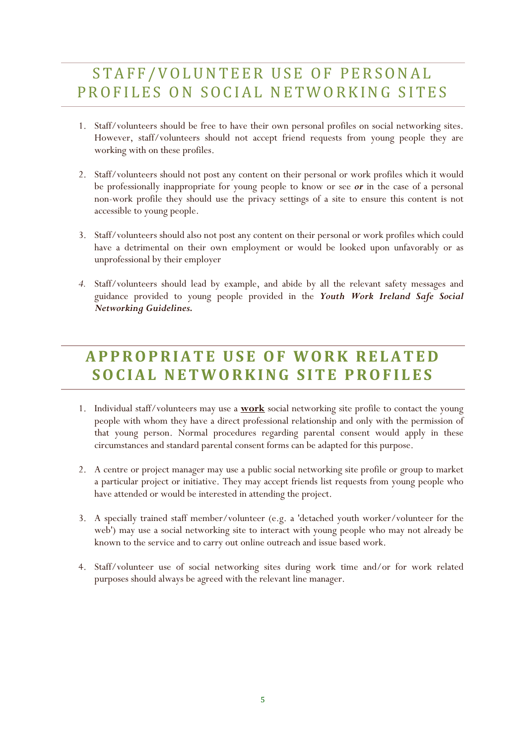# STAFF/VOLUNTEER USE OF PERSONAL PROFILES ON SOCIAL NETWORKING SITES

1. Staff/volunteers should be free to have their own personal profiles on social networking sites. However, staff/volunteers should not accept friend requests from young people they are working with on these profiles.

2. Staff/volunteers should not post any content on their personal or work profiles which it would be professionally inappropriate for young people to know or see ***or*** in the case of a personal non-work profile they should use the privacy settings of a site to ensure this content is not accessible to young people.

3. Staff/volunteers should also not post any content on their personal or work profiles which could have a detrimental on their own employment or would be looked upon unfavorably or as unprofessional by their employer

4. Staff/volunteers should lead by example, and abide by all the relevant safety messages and guidance provided to young people provided in the ***Youth Work Ireland Safe Social Networking Guidelines.***

# APPROPRIATE USE OF WORK RELATED SOCIAL NETWORKING SITE PROFILES

1. Individual staff/volunteers may use a **<u>work</u>** social networking site profile to contact the young people with whom they have a direct professional relationship and only with the permission of that young person. Normal procedures regarding parental consent would apply in these circumstances and standard parental consent forms can be adapted for this purpose.

2. A centre or project manager may use a public social networking site profile or group to market a particular project or initiative. They may accept friends list requests from young people who have attended or would be interested in attending the project.

3. A specially trained staff member/volunteer (e.g. a 'detached youth worker/volunteer for the web') may use a social networking site to interact with young people who may not already be known to the service and to carry out online outreach and issue based work.

4. Staff/volunteer use of social networking sites during work time and/or for work related purposes should always be agreed with the relevant line manager.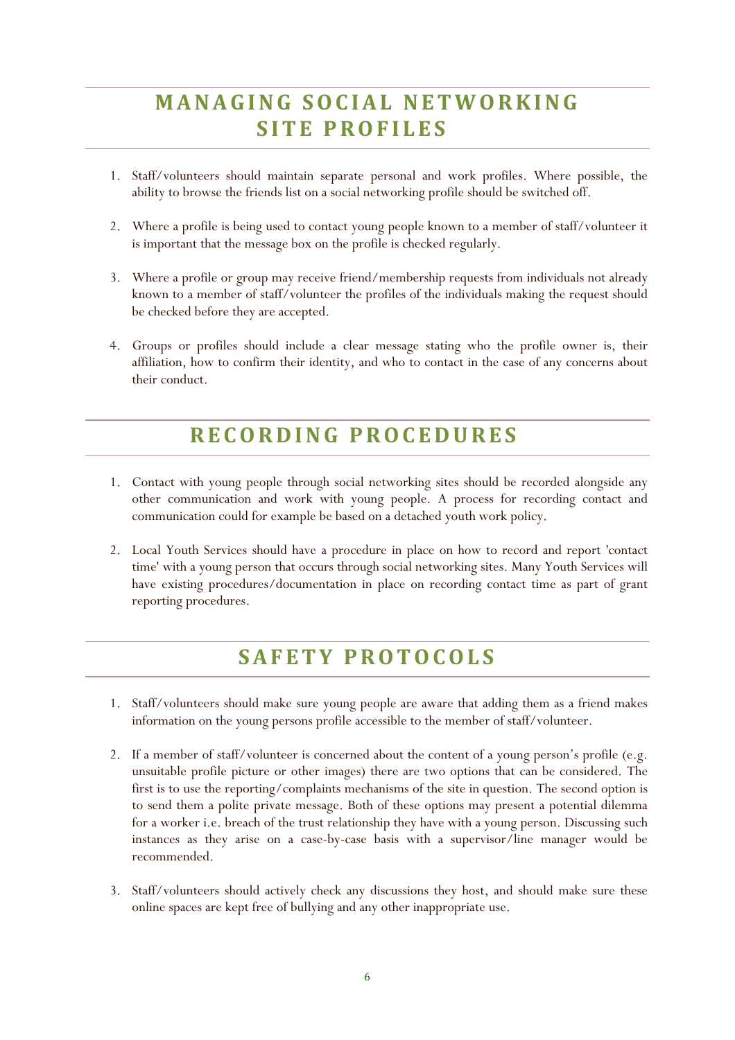## MANAGING SOCIAL NETWORKING SITE PROFILES

1. Staff/volunteers should maintain separate personal and work profiles. Where possible, the ability to browse the friends list on a social networking profile should be switched off.

2. Where a profile is being used to contact young people known to a member of staff/volunteer it is important that the message box on the profile is checked regularly.

3. Where a profile or group may receive friend/membership requests from individuals not already known to a member of staff/volunteer the profiles of the individuals making the request should be checked before they are accepted.

4. Groups or profiles should include a clear message stating who the profile owner is, their affiliation, how to confirm their identity, and who to contact in the case of any concerns about their conduct.

## RECORDING PROCEDURES

1. Contact with young people through social networking sites should be recorded alongside any other communication and work with young people. A process for recording contact and communication could for example be based on a detached youth work policy.

2. Local Youth Services should have a procedure in place on how to record and report 'contact time' with a young person that occurs through social networking sites. Many Youth Services will have existing procedures/documentation in place on recording contact time as part of grant reporting procedures.

## SAFETY PROTOCOLS

1. Staff/volunteers should make sure young people are aware that adding them as a friend makes information on the young persons profile accessible to the member of staff/volunteer.

2. If a member of staff/volunteer is concerned about the content of a young person's profile (e.g. unsuitable profile picture or other images) there are two options that can be considered. The first is to use the reporting/complaints mechanisms of the site in question. The second option is to send them a polite private message. Both of these options may present a potential dilemma for a worker i.e. breach of the trust relationship they have with a young person. Discussing such instances as they arise on a case-by-case basis with a supervisor/line manager would be recommended.

3. Staff/volunteers should actively check any discussions they host, and should make sure these online spaces are kept free of bullying and any other inappropriate use.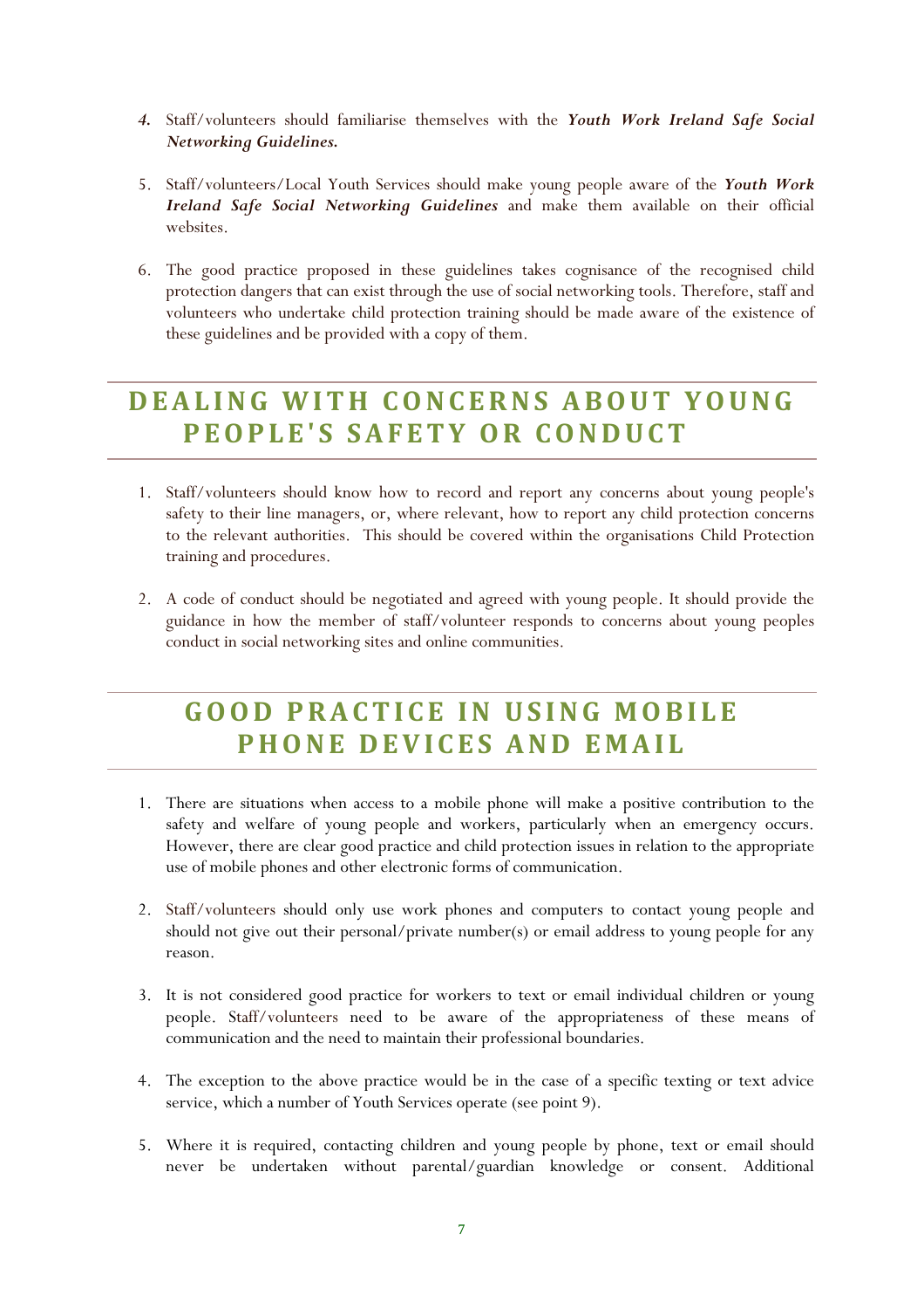4. Staff/volunteers should familiarise themselves with the ***Youth Work Ireland Safe Social Networking Guidelines.***

5. Staff/volunteers/Local Youth Services should make young people aware of the ***Youth Work Ireland Safe Social Networking Guidelines*** and make them available on their official websites.

6. The good practice proposed in these guidelines takes cognisance of the recognised child protection dangers that can exist through the use of social networking tools. Therefore, staff and volunteers who undertake child protection training should be made aware of the existence of these guidelines and be provided with a copy of them.

## DEALING WITH CONCERNS ABOUT YOUNG PEOPLE'S SAFETY OR CONDUCT

1. Staff/volunteers should know how to record and report any concerns about young people's safety to their line managers, or, where relevant, how to report any child protection concerns to the relevant authorities. This should be covered within the organisations Child Protection training and procedures.

2. A code of conduct should be negotiated and agreed with young people. It should provide the guidance in how the member of staff/volunteer responds to concerns about young peoples conduct in social networking sites and online communities.

## GOOD PRACTICE IN USING MOBILE PHONE DEVICES AND EMAIL

1. There are situations when access to a mobile phone will make a positive contribution to the safety and welfare of young people and workers, particularly when an emergency occurs. However, there are clear good practice and child protection issues in relation to the appropriate use of mobile phones and other electronic forms of communication.

2. Staff/volunteers should only use work phones and computers to contact young people and should not give out their personal/private number(s) or email address to young people for any reason.

3. It is not considered good practice for workers to text or email individual children or young people. Staff/volunteers need to be aware of the appropriateness of these means of communication and the need to maintain their professional boundaries.

4. The exception to the above practice would be in the case of a specific texting or text advice service, which a number of Youth Services operate (see point 9).

5. Where it is required, contacting children and young people by phone, text or email should never be undertaken without parental/guardian knowledge or consent. Additional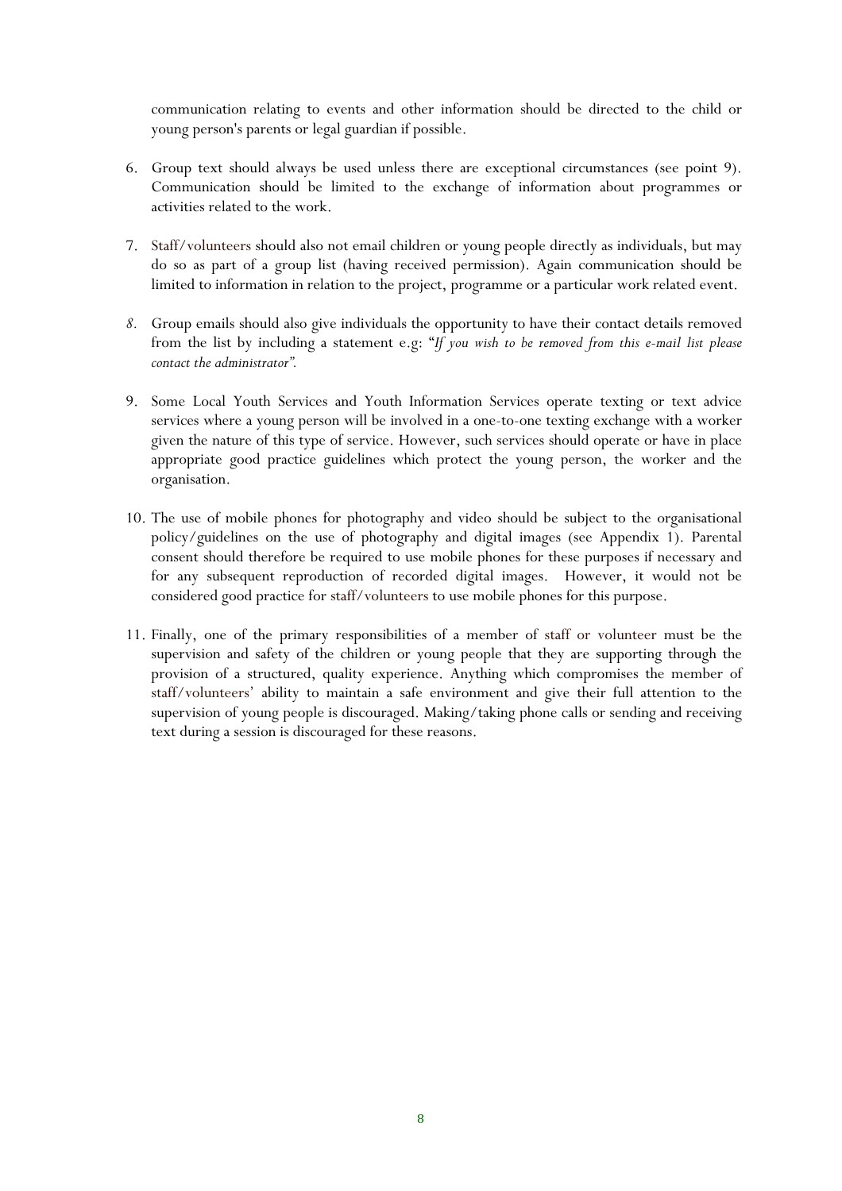communication relating to events and other information should be directed to the child or young person's parents or legal guardian if possible.

6. Group text should always be used unless there are exceptional circumstances (see point 9). Communication should be limited to the exchange of information about programmes or activities related to the work.

7. Staff/volunteers should also not email children or young people directly as individuals, but may do so as part of a group list (having received permission). Again communication should be limited to information in relation to the project, programme or a particular work related event.

8. Group emails should also give individuals the opportunity to have their contact details removed from the list by including a statement e.g: "*If you wish to be removed from this e-mail list please contact the administrator".*

9. Some Local Youth Services and Youth Information Services operate texting or text advice services where a young person will be involved in a one-to-one texting exchange with a worker given the nature of this type of service. However, such services should operate or have in place appropriate good practice guidelines which protect the young person, the worker and the organisation.

10. The use of mobile phones for photography and video should be subject to the organisational policy/guidelines on the use of photography and digital images (see Appendix 1). Parental consent should therefore be required to use mobile phones for these purposes if necessary and for any subsequent reproduction of recorded digital images. However, it would not be considered good practice for staff/volunteers to use mobile phones for this purpose.

11. Finally, one of the primary responsibilities of a member of staff or volunteer must be the supervision and safety of the children or young people that they are supporting through the provision of a structured, quality experience. Anything which compromises the member of staff/volunteers' ability to maintain a safe environment and give their full attention to the supervision of young people is discouraged. Making/taking phone calls or sending and receiving text during a session is discouraged for these reasons.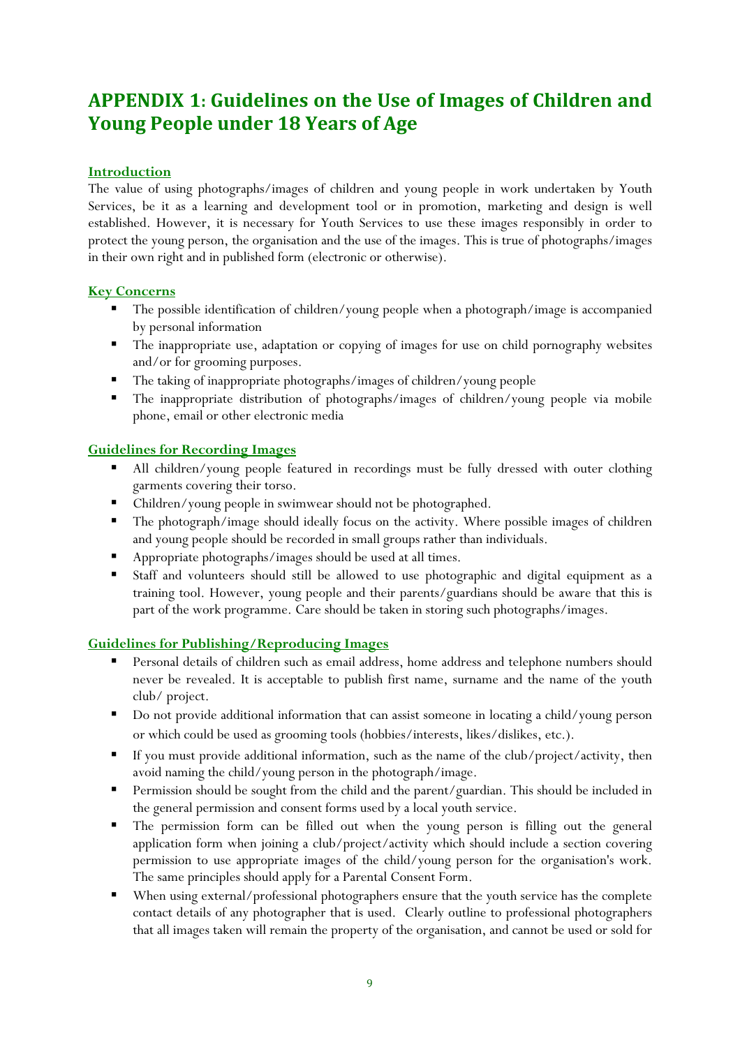# APPENDIX 1: Guidelines on the Use of Images of Children and Young People under 18 Years of Age

## Introduction

The value of using photographs/images of children and young people in work undertaken by Youth Services, be it as a learning and development tool or in promotion, marketing and design is well established. However, it is necessary for Youth Services to use these images responsibly in order to protect the young person, the organisation and the use of the images. This is true of photographs/images in their own right and in published form (electronic or otherwise).

## Key Concerns

- The possible identification of children/young people when a photograph/image is accompanied by personal information
- The inappropriate use, adaptation or copying of images for use on child pornography websites and/or for grooming purposes.
- The taking of inappropriate photographs/images of children/young people
- The inappropriate distribution of photographs/images of children/young people via mobile phone, email or other electronic media

## Guidelines for Recording Images

- All children/young people featured in recordings must be fully dressed with outer clothing garments covering their torso.
- Children/young people in swimwear should not be photographed.
- The photograph/image should ideally focus on the activity. Where possible images of children and young people should be recorded in small groups rather than individuals.
- Appropriate photographs/images should be used at all times.
- Staff and volunteers should still be allowed to use photographic and digital equipment as a training tool. However, young people and their parents/guardians should be aware that this is part of the work programme. Care should be taken in storing such photographs/images.

## Guidelines for Publishing/Reproducing Images

- Personal details of children such as email address, home address and telephone numbers should never be revealed. It is acceptable to publish first name, surname and the name of the youth club/ project.
- Do not provide additional information that can assist someone in locating a child/young person or which could be used as grooming tools (hobbies/interests, likes/dislikes, etc.).
- If you must provide additional information, such as the name of the club/project/activity, then avoid naming the child/young person in the photograph/image.
- Permission should be sought from the child and the parent/guardian. This should be included in the general permission and consent forms used by a local youth service.
- The permission form can be filled out when the young person is filling out the general application form when joining a club/project/activity which should include a section covering permission to use appropriate images of the child/young person for the organisation's work. The same principles should apply for a Parental Consent Form.
- When using external/professional photographers ensure that the youth service has the complete contact details of any photographer that is used. Clearly outline to professional photographers that all images taken will remain the property of the organisation, and cannot be used or sold for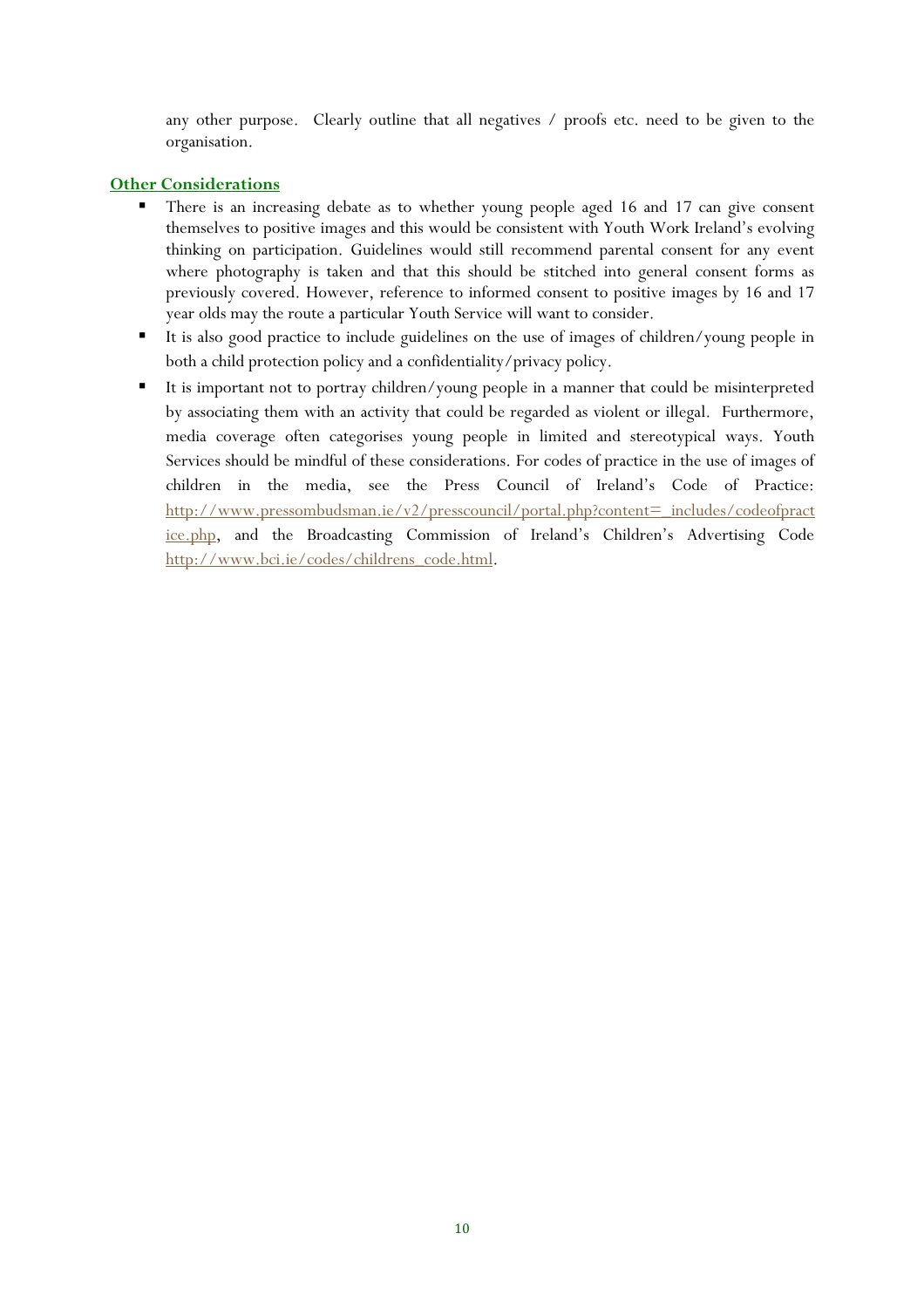any other purpose. Clearly outline that all negatives / proofs etc. need to be given to the organisation.

## Other Considerations

- There is an increasing debate as to whether young people aged 16 and 17 can give consent themselves to positive images and this would be consistent with Youth Work Ireland's evolving thinking on participation. Guidelines would still recommend parental consent for any event where photography is taken and that this should be stitched into general consent forms as previously covered. However, reference to informed consent to positive images by 16 and 17 year olds may the route a particular Youth Service will want to consider.
- It is also good practice to include guidelines on the use of images of children/young people in both a child protection policy and a confidentiality/privacy policy.
- It is important not to portray children/young people in a manner that could be misinterpreted by associating them with an activity that could be regarded as violent or illegal. Furthermore, media coverage often categorises young people in limited and stereotypical ways. Youth Services should be mindful of these considerations. For codes of practice in the use of images of children in the media, see the Press Council of Ireland's Code of Practice: http://www.pressombudsman.ie/v2/presscouncil/portal.php?content=_includes/codeofpractice.php, and the Broadcasting Commission of Ireland's Children's Advertising Code http://www.bci.ie/codes/childrens_code.html.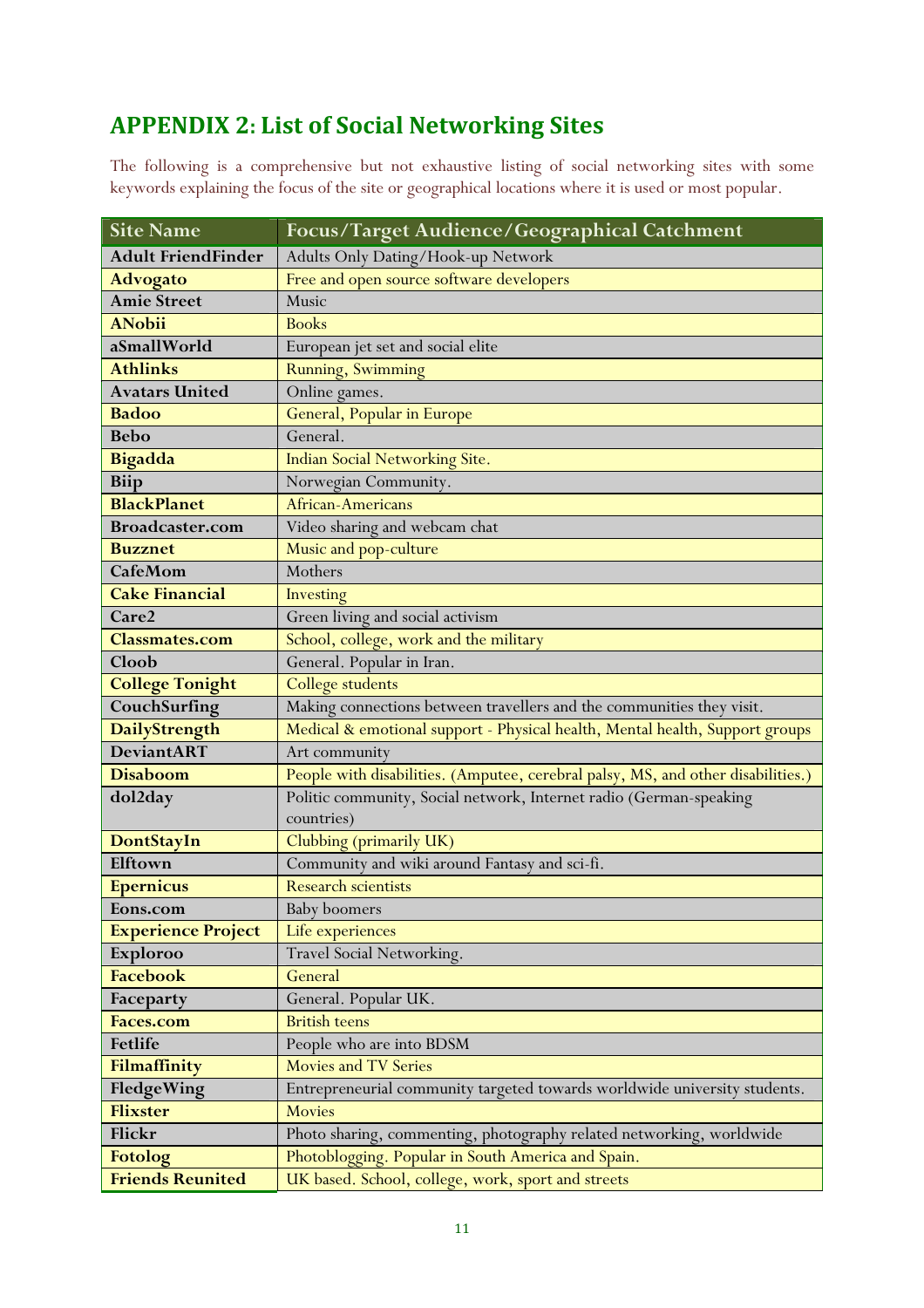## APPENDIX 2: List of Social Networking Sites

The following is a comprehensive but not exhaustive listing of social networking sites with some keywords explaining the focus of the site or geographical locations where it is used or most popular.

| Site Name | Focus/Target Audience/Geographical Catchment |
|---|---|
| **Adult FriendFinder** | Adults Only Dating/Hook-up Network |
| **Advogato** | Free and open source software developers |
| **Amie Street** | Music |
| **ANobii** | Books |
| **aSmallWorld** | European jet set and social elite |
| **Athlinks** | Running, Swimming |
| **Avatars United** | Online games. |
| **Badoo** | General, Popular in Europe |
| **Bebo** | General. |
| **Bigadda** | Indian Social Networking Site. |
| **Biip** | Norwegian Community. |
| **BlackPlanet** | African-Americans |
| **Broadcaster.com** | Video sharing and webcam chat |
| **Buzznet** | Music and pop-culture |
| **CafeMom** | Mothers |
| **Cake Financial** | Investing |
| **Care2** | Green living and social activism |
| **Classmates.com** | School, college, work and the military |
| **Cloob** | General. Popular in Iran. |
| **College Tonight** | College students |
| **CouchSurfing** | Making connections between travellers and the communities they visit. |
| **DailyStrength** | Medical & emotional support - Physical health, Mental health, Support groups |
| **DeviantART** | Art community |
| **Disaboom** | People with disabilities. (Amputee, cerebral palsy, MS, and other disabilities.) |
| **dol2day** | Politic community, Social network, Internet radio (German-speaking countries) |
| **DontStayIn** | Clubbing (primarily UK) |
| **Elftown** | Community and wiki around Fantasy and sci-fi. |
| **Epernicus** | Research scientists |
| **Eons.com** | Baby boomers |
| **Experience Project** | Life experiences |
| **Exploroo** | Travel Social Networking. |
| **Facebook** | General |
| **Faceparty** | General. Popular UK. |
| **Faces.com** | British teens |
| **Fetlife** | People who are into BDSM |
| **Filmaffinity** | Movies and TV Series |
| **FledgeWing** | Entrepreneurial community targeted towards worldwide university students. |
| **Flixster** | Movies |
| **Flickr** | Photo sharing, commenting, photography related networking, worldwide |
| **Fotolog** | Photoblogging. Popular in South America and Spain. |
| **Friends Reunited** | UK based. School, college, work, sport and streets |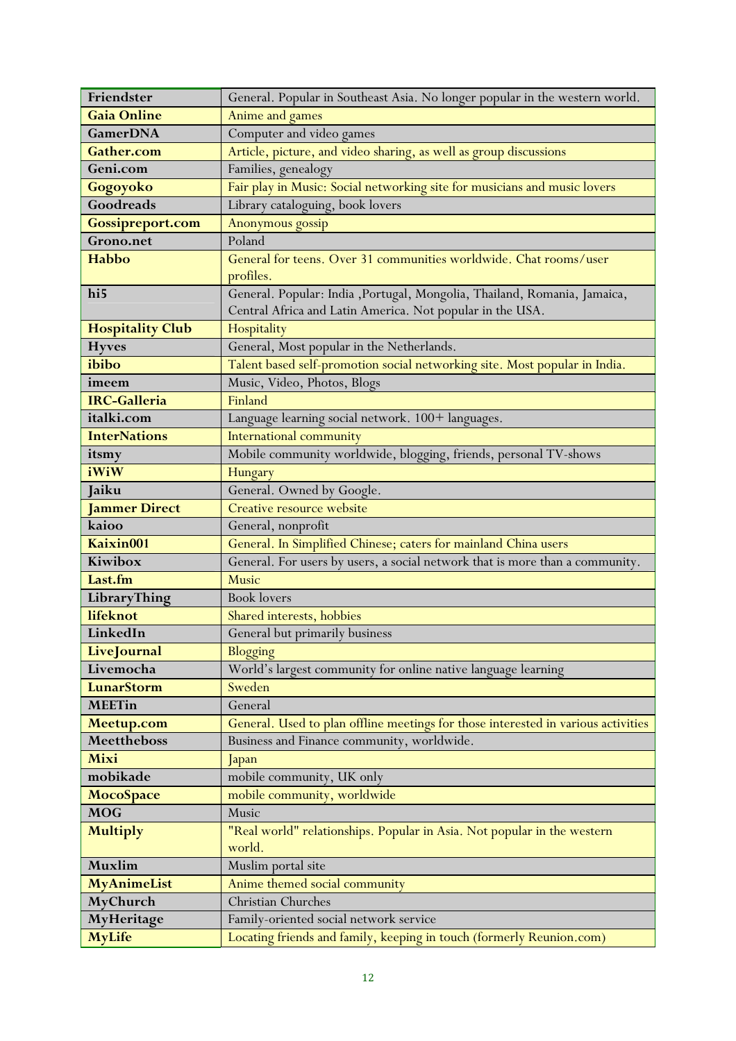| Friendster | General. Popular in Southeast Asia. No longer popular in the western world. |
|---|---|
| **Gaia Online** | Anime and games |
| **GamerDNA** | Computer and video games |
| **Gather.com** | Article, picture, and video sharing, as well as group discussions |
| **Geni.com** | Families, genealogy |
| **Gogoyoko** | Fair play in Music: Social networking site for musicians and music lovers |
| **Goodreads** | Library cataloguing, book lovers |
| **Gossipreport.com** | Anonymous gossip |
| **Grono.net** | Poland |
| **Habbo** | General for teens. Over 31 communities worldwide. Chat rooms/user profiles. |
| **hi5** | General. Popular: India ,Portugal, Mongolia, Thailand, Romania, Jamaica, Central Africa and Latin America. Not popular in the USA. |
| **Hospitality Club** | Hospitality |
| **Hyves** | General, Most popular in the Netherlands. |
| **ibibo** | Talent based self-promotion social networking site. Most popular in India. |
| **imeem** | Music, Video, Photos, Blogs |
| **IRC-Galleria** | Finland |
| **italki.com** | Language learning social network. 100+ languages. |
| **InterNations** | International community |
| **itsmy** | Mobile community worldwide, blogging, friends, personal TV-shows |
| **iWiW** | Hungary |
| **Jaiku** | General. Owned by Google. |
| **Jammer Direct** | Creative resource website |
| **kaioo** | General, nonprofit |
| **Kaixin001** | General. In Simplified Chinese; caters for mainland China users |
| **Kiwibox** | General. For users by users, a social network that is more than a community. |
| **Last.fm** | Music |
| **LibraryThing** | Book lovers |
| **lifeknot** | Shared interests, hobbies |
| **LinkedIn** | General but primarily business |
| **LiveJournal** | Blogging |
| **Livemocha** | World's largest community for online native language learning |
| **LunarStorm** | Sweden |
| **MEETin** | General |
| **Meetup.com** | General. Used to plan offline meetings for those interested in various activities |
| **Meettheboss** | Business and Finance community, worldwide. |
| **Mixi** | Japan |
| **mobikade** | mobile community, UK only |
| **MocoSpace** | mobile community, worldwide |
| **MOG** | Music |
| **Multiply** | "Real world" relationships. Popular in Asia. Not popular in the western world. |
| **Muxlim** | Muslim portal site |
| **MyAnimeList** | Anime themed social community |
| **MyChurch** | Christian Churches |
| **MyHeritage** | Family-oriented social network service |
| **MyLife** | Locating friends and family, keeping in touch (formerly Reunion.com) |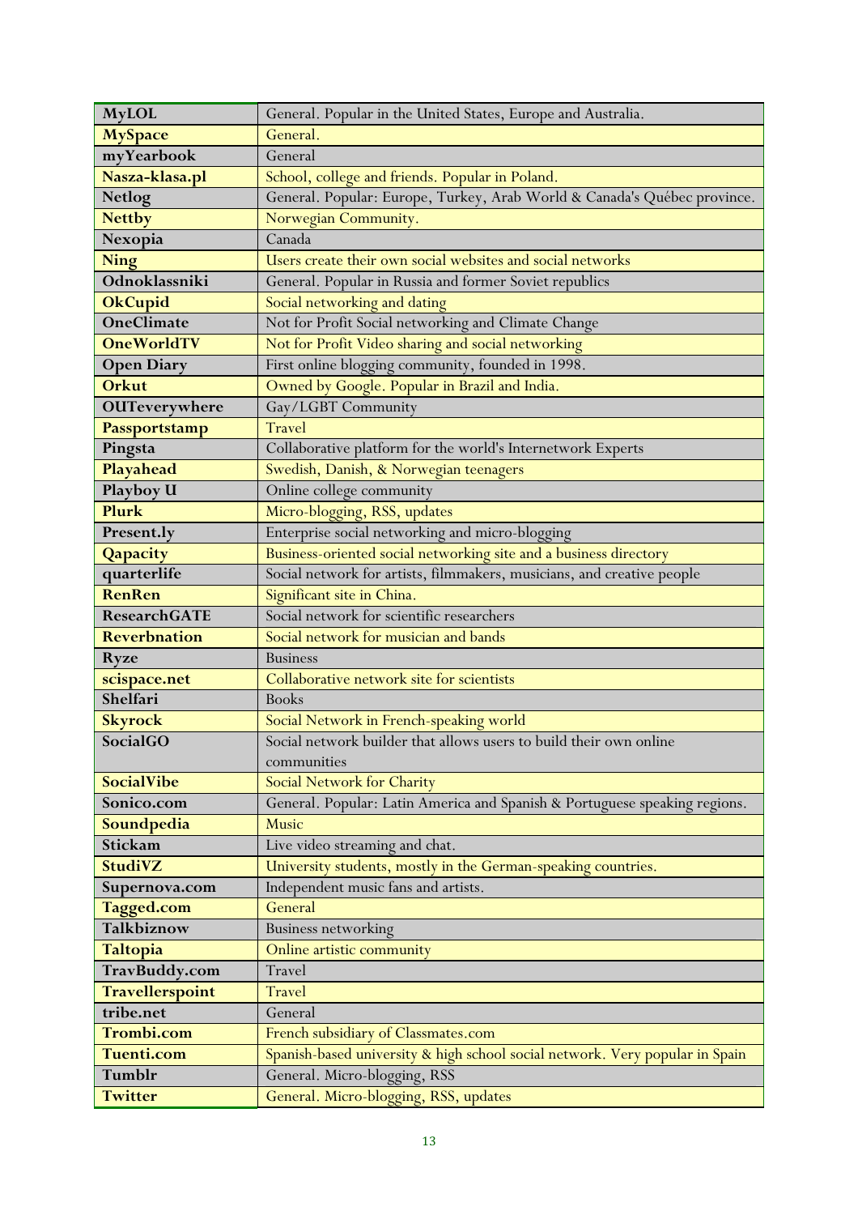| | |
|---|---|
| **MyLOL** | General. Popular in the United States, Europe and Australia. |
| **MySpace** | General. |
| **myYearbook** | General |
| **Nasza-klasa.pl** | School, college and friends. Popular in Poland. |
| **Netlog** | General. Popular: Europe, Turkey, Arab World & Canada's Québec province. |
| **Nettby** | Norwegian Community. |
| **Nexopia** | Canada |
| **Ning** | Users create their own social websites and social networks |
| **Odnoklassniki** | General. Popular in Russia and former Soviet republics |
| **OkCupid** | Social networking and dating |
| **OneClimate** | Not for Profit Social networking and Climate Change |
| **OneWorldTV** | Not for Profit Video sharing and social networking |
| **Open Diary** | First online blogging community, founded in 1998. |
| **Orkut** | Owned by Google. Popular in Brazil and India. |
| **OUTeverywhere** | Gay/LGBT Community |
| **Passportstamp** | Travel |
| **Pingsta** | Collaborative platform for the world's Internetwork Experts |
| **Playahead** | Swedish, Danish, & Norwegian teenagers |
| **Playboy U** | Online college community |
| **Plurk** | Micro-blogging, RSS, updates |
| **Present.ly** | Enterprise social networking and micro-blogging |
| **Qapacity** | Business-oriented social networking site and a business directory |
| **quarterlife** | Social network for artists, filmmakers, musicians, and creative people |
| **RenRen** | Significant site in China. |
| **ResearchGATE** | Social network for scientific researchers |
| **Reverbnation** | Social network for musician and bands |
| **Ryze** | Business |
| **scispace.net** | Collaborative network site for scientists |
| **Shelfari** | Books |
| **Skyrock** | Social Network in French-speaking world |
| **SocialGO** | Social network builder that allows users to build their own online communities |
| **SocialVibe** | Social Network for Charity |
| **Sonico.com** | General. Popular: Latin America and Spanish & Portuguese speaking regions. |
| **Soundpedia** | Music |
| **Stickam** | Live video streaming and chat. |
| **StudiVZ** | University students, mostly in the German-speaking countries. |
| **Supernova.com** | Independent music fans and artists. |
| **Tagged.com** | General |
| **Talkbiznow** | Business networking |
| **Taltopia** | Online artistic community |
| **TravBuddy.com** | Travel |
| **Travellerspoint** | Travel |
| **tribe.net** | General |
| **Trombi.com** | French subsidiary of Classmates.com |
| **Tuenti.com** | Spanish-based university & high school social network. Very popular in Spain |
| **Tumblr** | General. Micro-blogging, RSS |
| **Twitter** | General. Micro-blogging, RSS, updates |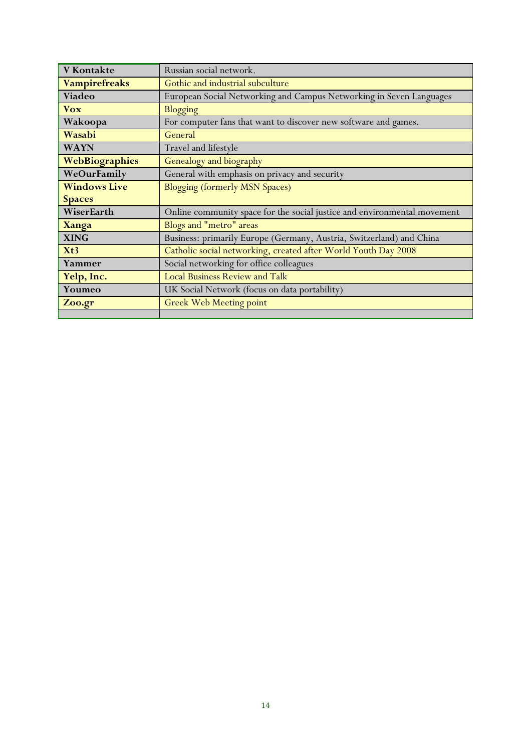| | |
|---|---|
| **V Kontakte** | Russian social network. |
| **Vampirefreaks** | Gothic and industrial subculture |
| **Viadeo** | European Social Networking and Campus Networking in Seven Languages |
| **Vox** | Blogging |
| **Wakoopa** | For computer fans that want to discover new software and games. |
| **Wasabi** | General |
| **WAYN** | Travel and lifestyle |
| **WebBiographies** | Genealogy and biography |
| **WeOurFamily** | General with emphasis on privacy and security |
| **Windows Live Spaces** | Blogging (formerly MSN Spaces) |
| **WiserEarth** | Online community space for the social justice and environmental movement |
| **Xanga** | Blogs and "metro" areas |
| **XING** | Business: primarily Europe (Germany, Austria, Switzerland) and China |
| **Xt3** | Catholic social networking, created after World Youth Day 2008 |
| **Yammer** | Social networking for office colleagues |
| **Yelp, Inc.** | Local Business Review and Talk |
| **Youmeo** | UK Social Network (focus on data portability) |
| **Zoo.gr** | Greek Web Meeting point |
| | |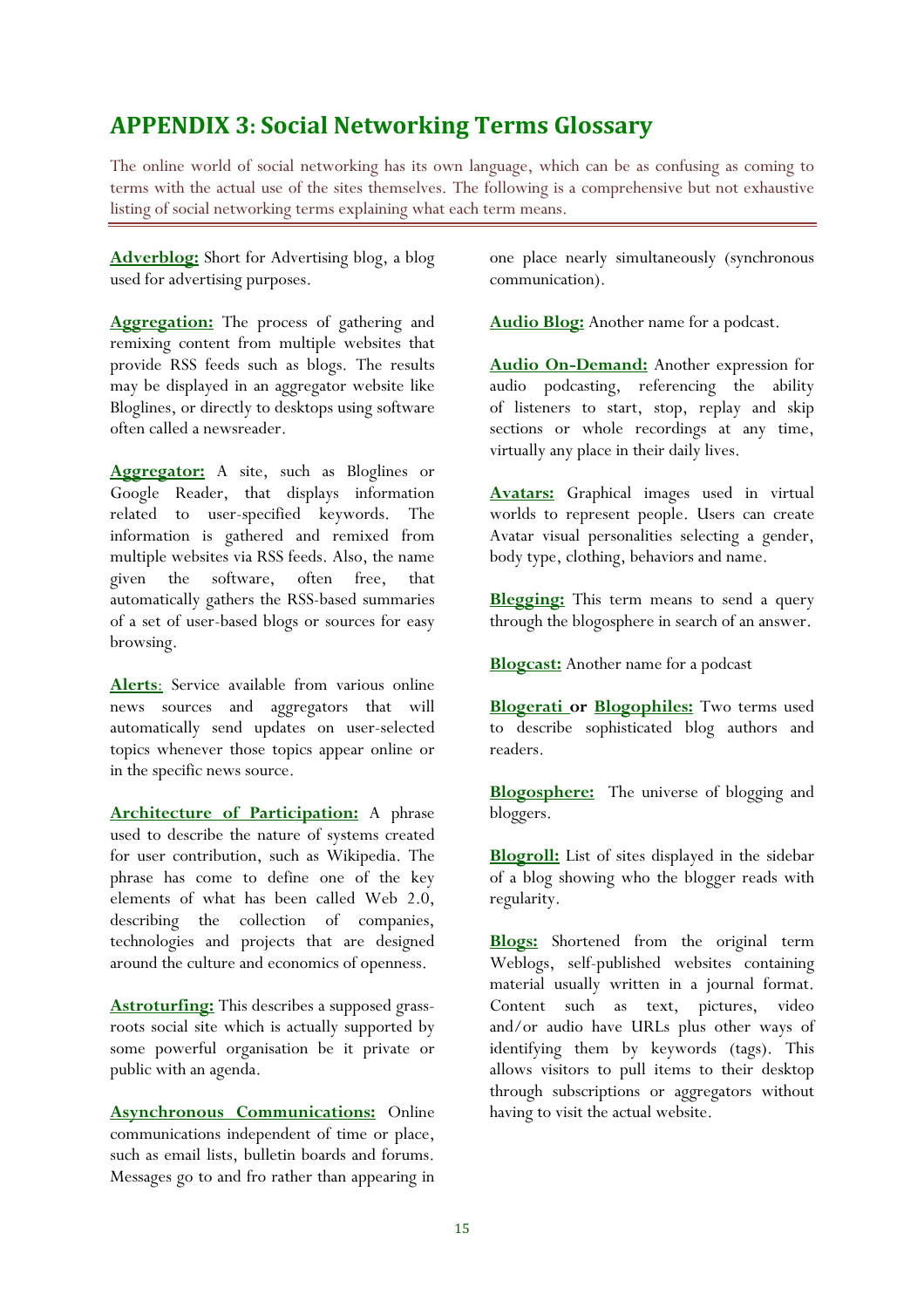## APPENDIX 3: Social Networking Terms Glossary

The online world of social networking has its own language, which can be as confusing as coming to terms with the actual use of the sites themselves. The following is a comprehensive but not exhaustive listing of social networking terms explaining what each term means.

---

**Adverblog:** Short for Advertising blog, a blog used for advertising purposes.

**Aggregation:** The process of gathering and remixing content from multiple websites that provide RSS feeds such as blogs. The results may be displayed in an aggregator website like Bloglines, or directly to desktops using software often called a newsreader.

**Aggregator:** A site, such as Bloglines or Google Reader, that displays information related to user-specified keywords. The information is gathered and remixed from multiple websites via RSS feeds. Also, the name given the software, often free, that automatically gathers the RSS-based summaries of a set of user-based blogs or sources for easy browsing.

**Alerts**: Service available from various online news sources and aggregators that will automatically send updates on user-selected topics whenever those topics appear online or in the specific news source.

**Architecture of Participation:** A phrase used to describe the nature of systems created for user contribution, such as Wikipedia. The phrase has come to define one of the key elements of what has been called Web 2.0, describing the collection of companies, technologies and projects that are designed around the culture and economics of openness.

**Astroturfing:** This describes a supposed grass-roots social site which is actually supported by some powerful organisation be it private or public with an agenda.

**Asynchronous Communications:** Online communications independent of time or place, such as email lists, bulletin boards and forums. Messages go to and fro rather than appearing in one place nearly simultaneously (synchronous communication).

**Audio Blog:** Another name for a podcast.

**Audio On-Demand:** Another expression for audio podcasting, referencing the ability of listeners to start, stop, replay and skip sections or whole recordings at any time, virtually any place in their daily lives.

**Avatars:** Graphical images used in virtual worlds to represent people. Users can create Avatar visual personalities selecting a gender, body type, clothing, behaviors and name.

**Blegging:** This term means to send a query through the blogosphere in search of an answer.

**Blogcast:** Another name for a podcast

**Blogerati** or **Blogophiles:** Two terms used to describe sophisticated blog authors and readers.

**Blogosphere:** The universe of blogging and bloggers.

**Blogroll:** List of sites displayed in the sidebar of a blog showing who the blogger reads with regularity.

**Blogs:** Shortened from the original term Weblogs, self-published websites containing material usually written in a journal format. Content such as text, pictures, video and/or audio have URLs plus other ways of identifying them by keywords (tags). This allows visitors to pull items to their desktop through subscriptions or aggregators without having to visit the actual website.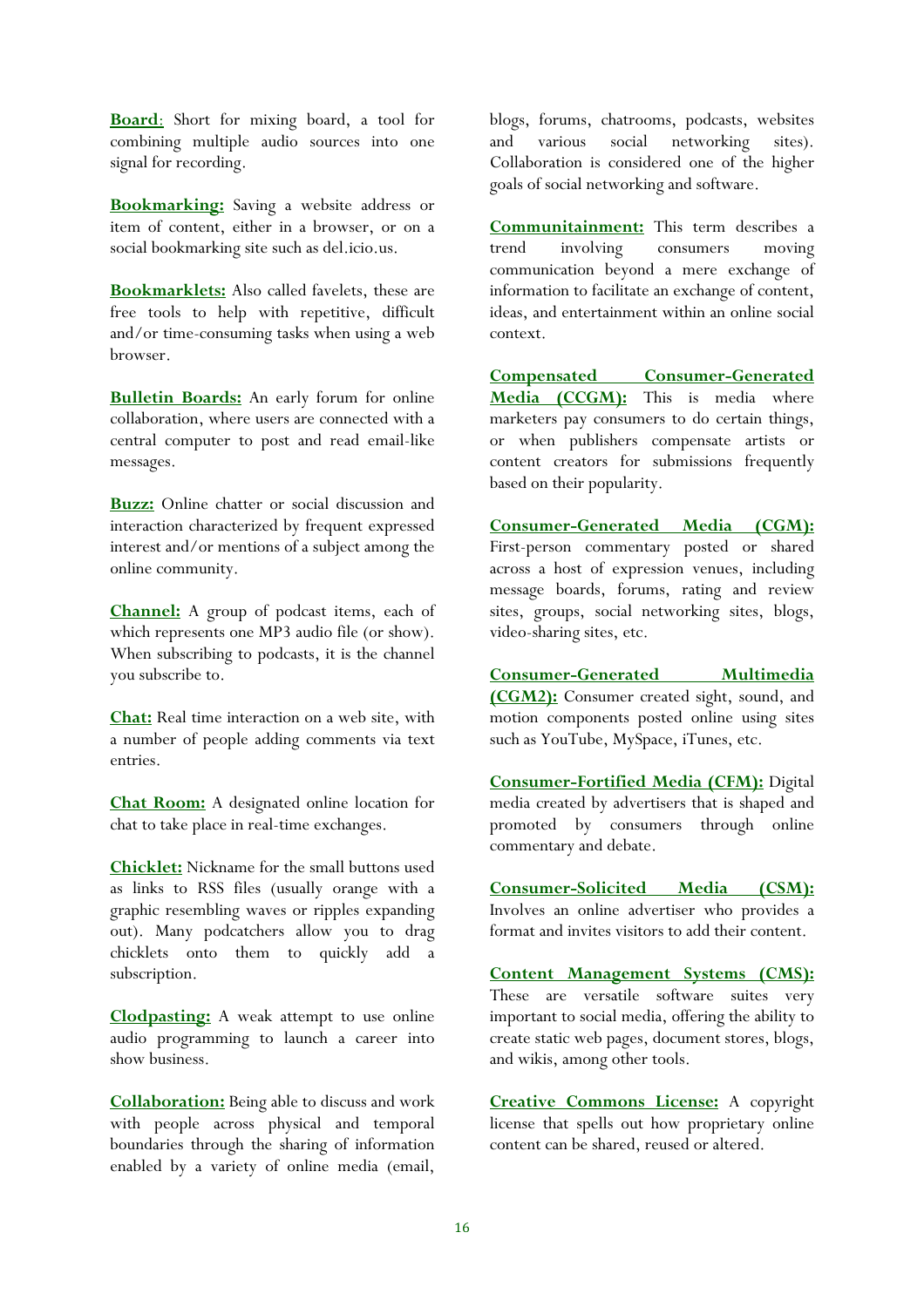**Board**: Short for mixing board, a tool for combining multiple audio sources into one signal for recording.

**Bookmarking:** Saving a website address or item of content, either in a browser, or on a social bookmarking site such as del.icio.us.

**Bookmarklets:** Also called favelets, these are free tools to help with repetitive, difficult and/or time-consuming tasks when using a web browser.

**Bulletin Boards:** An early forum for online collaboration, where users are connected with a central computer to post and read email-like messages.

**Buzz:** Online chatter or social discussion and interaction characterized by frequent expressed interest and/or mentions of a subject among the online community.

**Channel:** A group of podcast items, each of which represents one MP3 audio file (or show). When subscribing to podcasts, it is the channel you subscribe to.

**Chat:** Real time interaction on a web site, with a number of people adding comments via text entries.

**Chat Room:** A designated online location for chat to take place in real-time exchanges.

**Chicklet:** Nickname for the small buttons used as links to RSS files (usually orange with a graphic resembling waves or ripples expanding out). Many podcatchers allow you to drag chicklets onto them to quickly add a subscription.

**Clodpasting:** A weak attempt to use online audio programming to launch a career into show business.

**Collaboration:** Being able to discuss and work with people across physical and temporal boundaries through the sharing of information enabled by a variety of online media (email, blogs, forums, chatrooms, podcasts, websites and various social networking sites). Collaboration is considered one of the higher goals of social networking and software.

**Communitainment:** This term describes a trend involving consumers moving communication beyond a mere exchange of information to facilitate an exchange of content, ideas, and entertainment within an online social context.

**Compensated Consumer-Generated Media (CCGM):** This is media where marketers pay consumers to do certain things, or when publishers compensate artists or content creators for submissions frequently based on their popularity.

**Consumer-Generated Media (CGM):** First-person commentary posted or shared across a host of expression venues, including message boards, forums, rating and review sites, groups, social networking sites, blogs, video-sharing sites, etc.

**Consumer-Generated Multimedia (CGM2):** Consumer created sight, sound, and motion components posted online using sites such as YouTube, MySpace, iTunes, etc.

**Consumer-Fortified Media (CFM):** Digital media created by advertisers that is shaped and promoted by consumers through online commentary and debate.

**Consumer-Solicited Media (CSM):** Involves an online advertiser who provides a format and invites visitors to add their content.

**Content Management Systems (CMS):** These are versatile software suites very important to social media, offering the ability to create static web pages, document stores, blogs, and wikis, among other tools.

**Creative Commons License:** A copyright license that spells out how proprietary online content can be shared, reused or altered.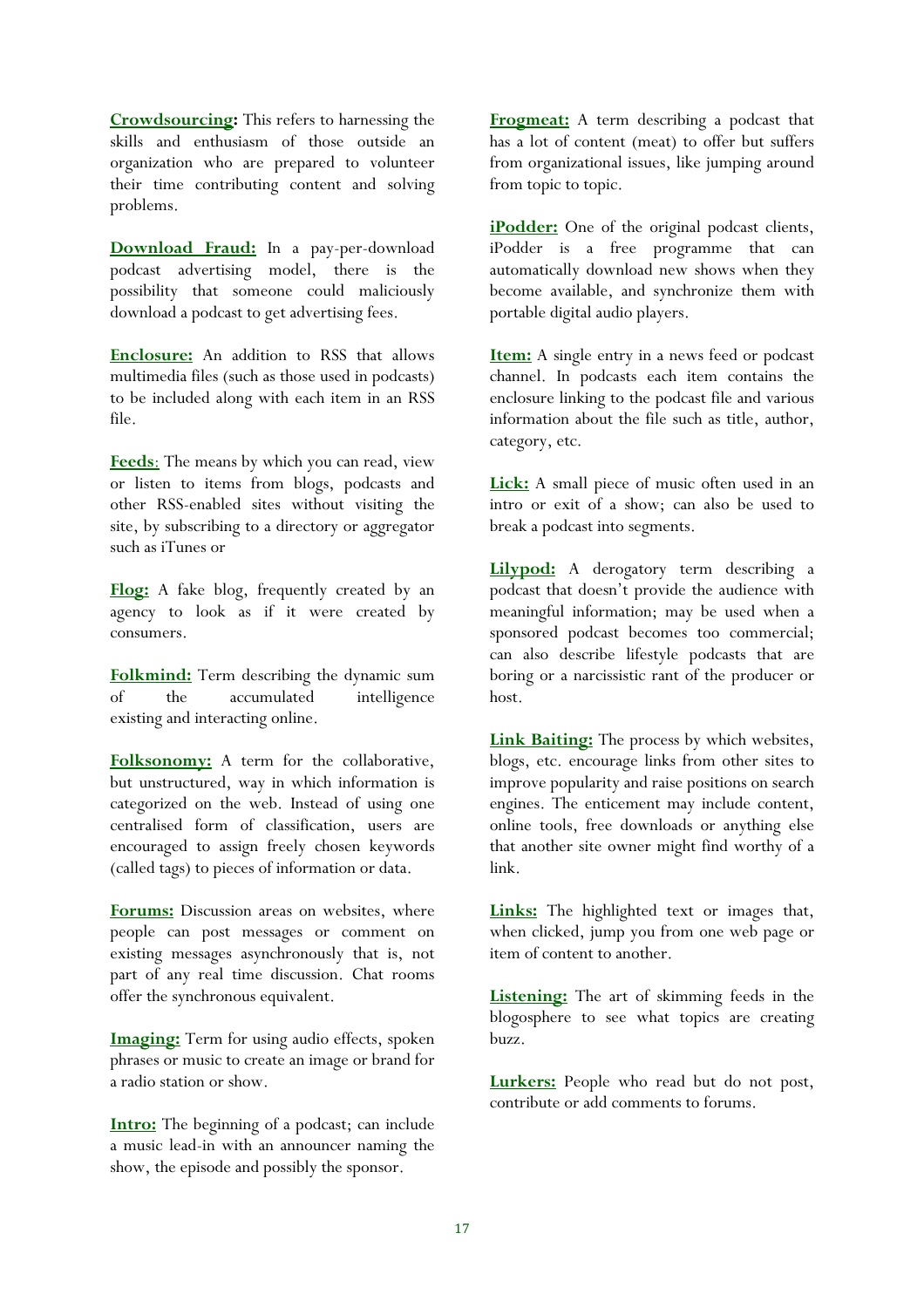**Crowdsourcing:** This refers to harnessing the skills and enthusiasm of those outside an organization who are prepared to volunteer their time contributing content and solving problems.

**Download Fraud:** In a pay-per-download podcast advertising model, there is the possibility that someone could maliciously download a podcast to get advertising fees.

**Enclosure:** An addition to RSS that allows multimedia files (such as those used in podcasts) to be included along with each item in an RSS file.

**Feeds**: The means by which you can read, view or listen to items from blogs, podcasts and other RSS-enabled sites without visiting the site, by subscribing to a directory or aggregator such as iTunes or

**Flog:** A fake blog, frequently created by an agency to look as if it were created by consumers.

**Folkmind:** Term describing the dynamic sum of the accumulated intelligence existing and interacting online.

**Folksonomy:** A term for the collaborative, but unstructured, way in which information is categorized on the web. Instead of using one centralised form of classification, users are encouraged to assign freely chosen keywords (called tags) to pieces of information or data.

**Forums:** Discussion areas on websites, where people can post messages or comment on existing messages asynchronously that is, not part of any real time discussion. Chat rooms offer the synchronous equivalent.

**Imaging:** Term for using audio effects, spoken phrases or music to create an image or brand for a radio station or show.

**Intro:** The beginning of a podcast; can include a music lead-in with an announcer naming the show, the episode and possibly the sponsor.

**Frogmeat:** A term describing a podcast that has a lot of content (meat) to offer but suffers from organizational issues, like jumping around from topic to topic.

**iPodder:** One of the original podcast clients, iPodder is a free programme that can automatically download new shows when they become available, and synchronize them with portable digital audio players.

**Item:** A single entry in a news feed or podcast channel. In podcasts each item contains the enclosure linking to the podcast file and various information about the file such as title, author, category, etc.

**Lick:** A small piece of music often used in an intro or exit of a show; can also be used to break a podcast into segments.

**Lilypod:** A derogatory term describing a podcast that doesn't provide the audience with meaningful information; may be used when a sponsored podcast becomes too commercial; can also describe lifestyle podcasts that are boring or a narcissistic rant of the producer or host.

**Link Baiting:** The process by which websites, blogs, etc. encourage links from other sites to improve popularity and raise positions on search engines. The enticement may include content, online tools, free downloads or anything else that another site owner might find worthy of a link.

**Links:** The highlighted text or images that, when clicked, jump you from one web page or item of content to another.

**Listening:** The art of skimming feeds in the blogosphere to see what topics are creating buzz.

**Lurkers:** People who read but do not post, contribute or add comments to forums.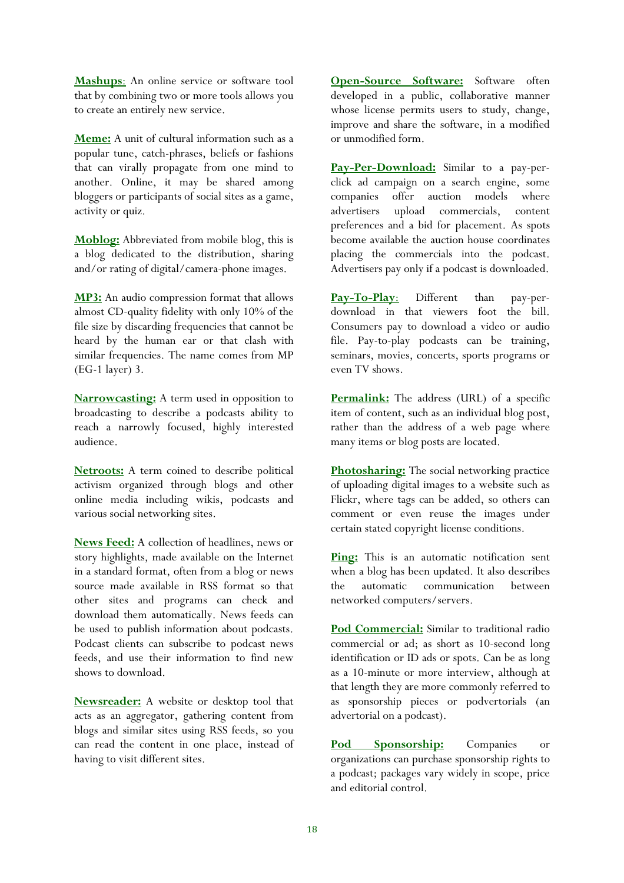**Mashups**: An online service or software tool that by combining two or more tools allows you to create an entirely new service.

**Meme:** A unit of cultural information such as a popular tune, catch-phrases, beliefs or fashions that can virally propagate from one mind to another. Online, it may be shared among bloggers or participants of social sites as a game, activity or quiz.

**Moblog:** Abbreviated from mobile blog, this is a blog dedicated to the distribution, sharing and/or rating of digital/camera-phone images.

**MP3:** An audio compression format that allows almost CD-quality fidelity with only 10% of the file size by discarding frequencies that cannot be heard by the human ear or that clash with similar frequencies. The name comes from MP (EG-1 layer) 3.

**Narrowcasting:** A term used in opposition to broadcasting to describe a podcasts ability to reach a narrowly focused, highly interested audience.

**Netroots:** A term coined to describe political activism organized through blogs and other online media including wikis, podcasts and various social networking sites.

**News Feed:** A collection of headlines, news or story highlights, made available on the Internet in a standard format, often from a blog or news source made available in RSS format so that other sites and programs can check and download them automatically. News feeds can be used to publish information about podcasts. Podcast clients can subscribe to podcast news feeds, and use their information to find new shows to download.

**Newsreader:** A website or desktop tool that acts as an aggregator, gathering content from blogs and similar sites using RSS feeds, so you can read the content in one place, instead of having to visit different sites.

**Open-Source Software:** Software often developed in a public, collaborative manner whose license permits users to study, change, improve and share the software, in a modified or unmodified form.

**Pay-Per-Download:** Similar to a pay-per-click ad campaign on a search engine, some companies offer auction models where advertisers upload commercials, content preferences and a bid for placement. As spots become available the auction house coordinates placing the commercials into the podcast. Advertisers pay only if a podcast is downloaded.

**Pay-To-Play**: Different than pay-per-download in that viewers foot the bill. Consumers pay to download a video or audio file. Pay-to-play podcasts can be training, seminars, movies, concerts, sports programs or even TV shows.

**Permalink:** The address (URL) of a specific item of content, such as an individual blog post, rather than the address of a web page where many items or blog posts are located.

**Photosharing:** The social networking practice of uploading digital images to a website such as Flickr, where tags can be added, so others can comment or even reuse the images under certain stated copyright license conditions.

**Ping:** This is an automatic notification sent when a blog has been updated. It also describes the automatic communication between networked computers/servers.

**Pod Commercial:** Similar to traditional radio commercial or ad; as short as 10-second long identification or ID ads or spots. Can be as long as a 10-minute or more interview, although at that length they are more commonly referred to as sponsorship pieces or podvertorials (an advertorial on a podcast).

**Pod Sponsorship:** Companies or organizations can purchase sponsorship rights to a podcast; packages vary widely in scope, price and editorial control.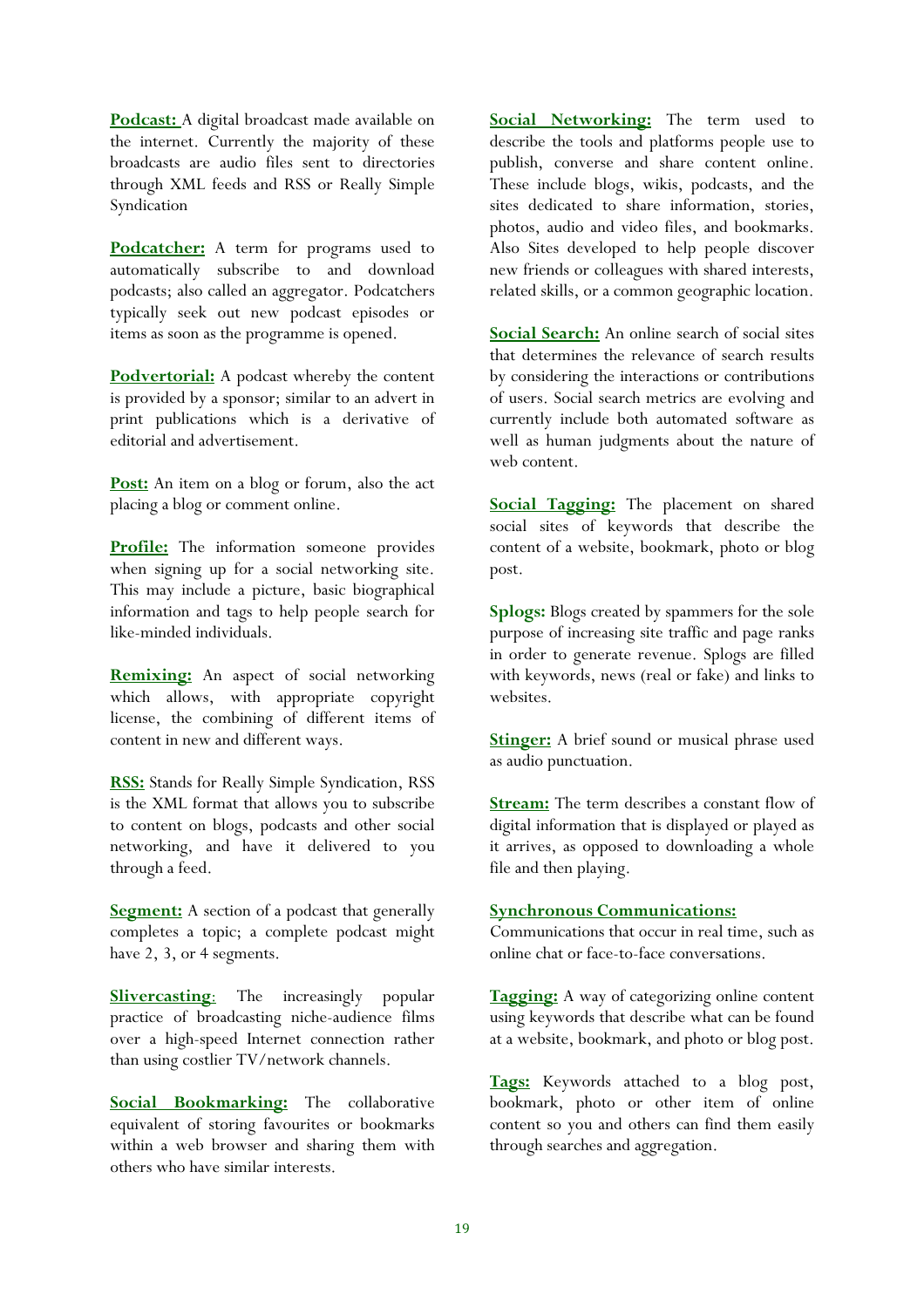**Podcast:** A digital broadcast made available on the internet. Currently the majority of these broadcasts are audio files sent to directories through XML feeds and RSS or Really Simple Syndication

**Podcatcher:** A term for programs used to automatically subscribe to and download podcasts; also called an aggregator. Podcatchers typically seek out new podcast episodes or items as soon as the programme is opened.

**Podvertorial:** A podcast whereby the content is provided by a sponsor; similar to an advert in print publications which is a derivative of editorial and advertisement.

**Post:** An item on a blog or forum, also the act placing a blog or comment online.

**Profile:** The information someone provides when signing up for a social networking site. This may include a picture, basic biographical information and tags to help people search for like-minded individuals.

**Remixing:** An aspect of social networking which allows, with appropriate copyright license, the combining of different items of content in new and different ways.

**RSS:** Stands for Really Simple Syndication, RSS is the XML format that allows you to subscribe to content on blogs, podcasts and other social networking, and have it delivered to you through a feed.

**Segment:** A section of a podcast that generally completes a topic; a complete podcast might have 2, 3, or 4 segments.

**Slivercasting**: The increasingly popular practice of broadcasting niche-audience films over a high-speed Internet connection rather than using costlier TV/network channels.

**Social Bookmarking:** The collaborative equivalent of storing favourites or bookmarks within a web browser and sharing them with others who have similar interests.

**Social Networking:** The term used to describe the tools and platforms people use to publish, converse and share content online. These include blogs, wikis, podcasts, and the sites dedicated to share information, stories, photos, audio and video files, and bookmarks. Also Sites developed to help people discover new friends or colleagues with shared interests, related skills, or a common geographic location.

**Social Search:** An online search of social sites that determines the relevance of search results by considering the interactions or contributions of users. Social search metrics are evolving and currently include both automated software as well as human judgments about the nature of web content.

**Social Tagging:** The placement on shared social sites of keywords that describe the content of a website, bookmark, photo or blog post.

**Splogs:** Blogs created by spammers for the sole purpose of increasing site traffic and page ranks in order to generate revenue. Splogs are filled with keywords, news (real or fake) and links to websites.

**Stinger:** A brief sound or musical phrase used as audio punctuation.

**Stream:** The term describes a constant flow of digital information that is displayed or played as it arrives, as opposed to downloading a whole file and then playing.

**Synchronous Communications:**
Communications that occur in real time, such as online chat or face-to-face conversations.

**Tagging:** A way of categorizing online content using keywords that describe what can be found at a website, bookmark, and photo or blog post.

**Tags:** Keywords attached to a blog post, bookmark, photo or other item of online content so you and others can find them easily through searches and aggregation.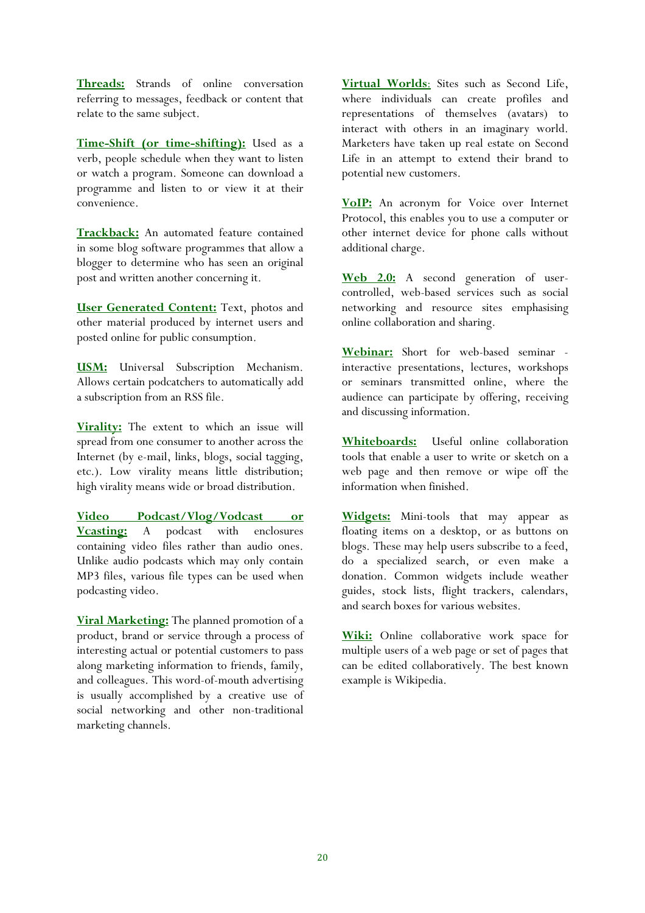**Threads:** Strands of online conversation referring to messages, feedback or content that relate to the same subject.

**Time-Shift (or time-shifting):** Used as a verb, people schedule when they want to listen or watch a program. Someone can download a programme and listen to or view it at their convenience.

**Trackback:** An automated feature contained in some blog software programmes that allow a blogger to determine who has seen an original post and written another concerning it.

**User Generated Content:** Text, photos and other material produced by internet users and posted online for public consumption.

**USM:** Universal Subscription Mechanism. Allows certain podcatchers to automatically add a subscription from an RSS file.

**Virality:** The extent to which an issue will spread from one consumer to another across the Internet (by e-mail, links, blogs, social tagging, etc.). Low virality means little distribution; high virality means wide or broad distribution.

**Video Podcast/Vlog/Vodcast or Vcasting:** A podcast with enclosures containing video files rather than audio ones. Unlike audio podcasts which may only contain MP3 files, various file types can be used when podcasting video.

**Viral Marketing:** The planned promotion of a product, brand or service through a process of interesting actual or potential customers to pass along marketing information to friends, family, and colleagues. This word-of-mouth advertising is usually accomplished by a creative use of social networking and other non-traditional marketing channels.

**Virtual Worlds**: Sites such as Second Life, where individuals can create profiles and representations of themselves (avatars) to interact with others in an imaginary world. Marketers have taken up real estate on Second Life in an attempt to extend their brand to potential new customers.

**VoIP:** An acronym for Voice over Internet Protocol, this enables you to use a computer or other internet device for phone calls without additional charge.

**Web 2.0:** A second generation of user-controlled, web-based services such as social networking and resource sites emphasising online collaboration and sharing.

**Webinar:** Short for web-based seminar - interactive presentations, lectures, workshops or seminars transmitted online, where the audience can participate by offering, receiving and discussing information.

**Whiteboards:** Useful online collaboration tools that enable a user to write or sketch on a web page and then remove or wipe off the information when finished.

**Widgets:** Mini-tools that may appear as floating items on a desktop, or as buttons on blogs. These may help users subscribe to a feed, do a specialized search, or even make a donation. Common widgets include weather guides, stock lists, flight trackers, calendars, and search boxes for various websites.

**Wiki:** Online collaborative work space for multiple users of a web page or set of pages that can be edited collaboratively. The best known example is Wikipedia.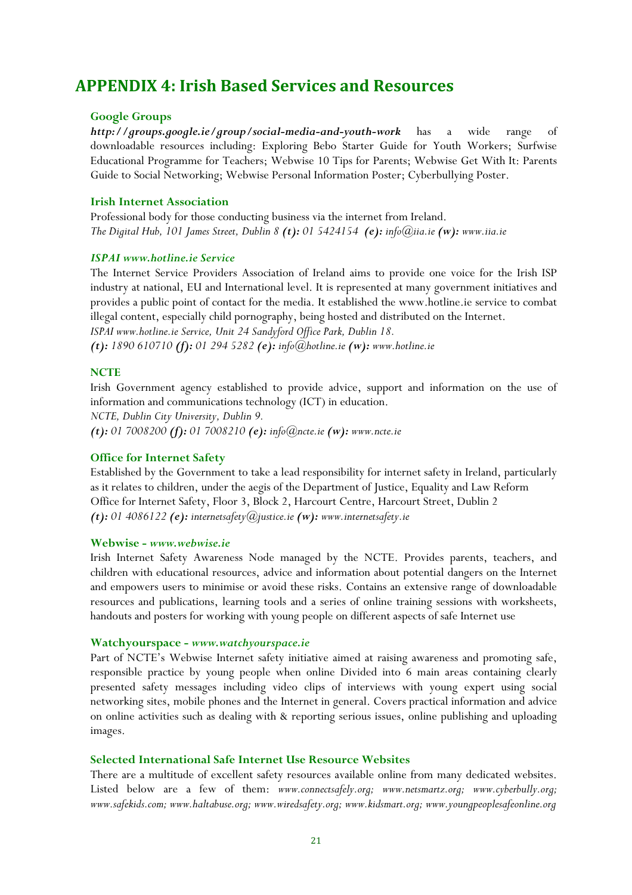# APPENDIX 4: Irish Based Services and Resources

### Google Groups

***http://groups.google.ie/group/social-media-and-youth-work*** has a wide range of downloadable resources including: Exploring Bebo Starter Guide for Youth Workers; Surfwise Educational Programme for Teachers; Webwise 10 Tips for Parents; Webwise Get With It: Parents Guide to Social Networking; Webwise Personal Information Poster; Cyberbullying Poster.

### Irish Internet Association

Professional body for those conducting business via the internet from Ireland.
*The Digital Hub, 101 James Street, Dublin 8* ***(t):*** *01 5424154* ***(e):*** *info@iia.ie* ***(w):*** *www.iia.ie*

### *ISPAI www.hotline.ie Service*

The Internet Service Providers Association of Ireland aims to provide one voice for the Irish ISP industry at national, EU and International level. It is represented at many government initiatives and provides a public point of contact for the media. It established the www.hotline.ie service to combat illegal content, especially child pornography, being hosted and distributed on the Internet.
*ISPAI www.hotline.ie Service, Unit 24 Sandyford Office Park, Dublin 18.*
***(t):*** *1890 610710* ***(f):*** *01 294 5282* ***(e):*** *info@hotline.ie* ***(w):*** *www.hotline.ie*

### NCTE

Irish Government agency established to provide advice, support and information on the use of information and communications technology (ICT) in education.
*NCTE, Dublin City University, Dublin 9.*
***(t):*** *01 7008200* ***(f):*** *01 7008210* ***(e):*** *info@ncte.ie* ***(w):*** *www.ncte.ie*

### Office for Internet Safety

Established by the Government to take a lead responsibility for internet safety in Ireland, particularly as it relates to children, under the aegis of the Department of Justice, Equality and Law Reform
Office for Internet Safety, Floor 3, Block 2, Harcourt Centre, Harcourt Street, Dublin 2
***(t):*** *01 4086122* ***(e):*** *internetsafety@justice.ie* ***(w):*** *www.internetsafety.ie*

### Webwise - *www.webwise.ie*

Irish Internet Safety Awareness Node managed by the NCTE. Provides parents, teachers, and children with educational resources, advice and information about potential dangers on the Internet and empowers users to minimise or avoid these risks. Contains an extensive range of downloadable resources and publications, learning tools and a series of online training sessions with worksheets, handouts and posters for working with young people on different aspects of safe Internet use

### Watchyourspace - *www.watchyourspace.ie*

Part of NCTE's Webwise Internet safety initiative aimed at raising awareness and promoting safe, responsible practice by young people when online Divided into 6 main areas containing clearly presented safety messages including video clips of interviews with young expert using social networking sites, mobile phones and the Internet in general. Covers practical information and advice on online activities such as dealing with & reporting serious issues, online publishing and uploading images.

### Selected International Safe Internet Use Resource Websites

There are a multitude of excellent safety resources available online from many dedicated websites. Listed below are a few of them: *www.connectsafely.org; www.netsmartz.org; www.cyberbully.org; www.safekids.com; www.haltabuse.org; www.wiredsafety.org; www.kidsmart.org; www.youngpeoplesafeonline.org*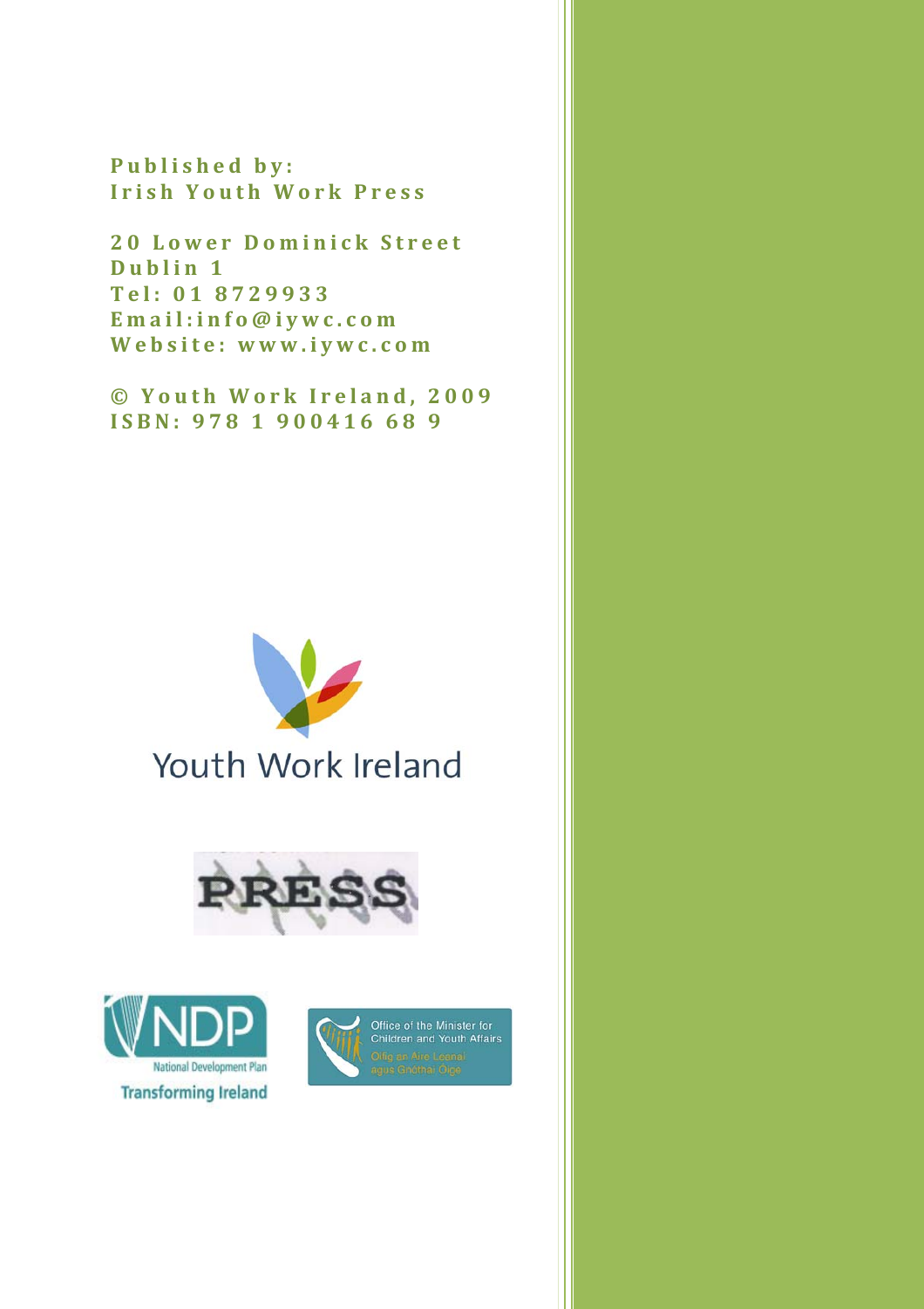**Published by:**
**Irish Youth Work Press**

**20 Lower Dominick Street**
**Dublin 1**
**Tel: 01 8729933**
**Email:info@iywc.com**
**Website: www.iywc.com**

**© Youth Work Ireland, 2009**
**ISBN: 978 1 900416 68 9**

Youth Work Ireland

PRESS

NDP
National Development Plan
Transforming Ireland

Office of the Minister for Children and Youth Affairs
Oifig an Aire Leanaí agus Gnóthaí Óige